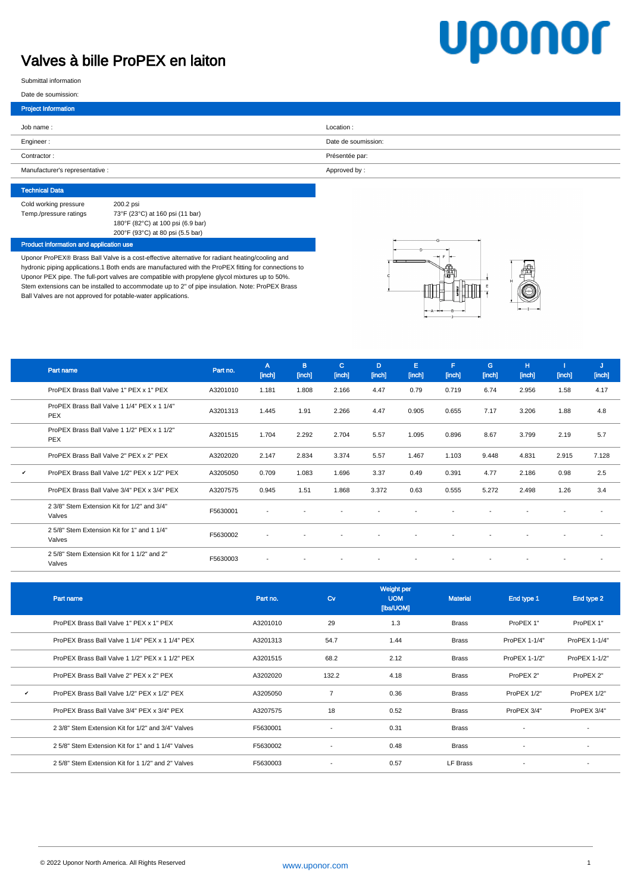# Valves à bille ProPEX en laiton

Submittal information

Date de soumission:

## Project Information

| | |
|---|---|
| Job name : | Location : |
| Engineer : | Date de soumission: |
| Contractor : | Présentée par: |
| Manufacturer's representative : | Approved by : |

## Technical Data

| | |
|---|---|
| Cold working pressure | 200.2 psi |
| Temp./pressure ratings | 73°F (23°C) at 160 psi (11 bar)<br>180°F (82°C) at 100 psi (6.9 bar)<br>200°F (93°C) at 80 psi (5.5 bar) |

## Product information and application use

Uponor ProPEX® Brass Ball Valve is a cost-effective alternative for radiant heating/cooling and hydronic piping applications.1 Both ends are manufactured with the ProPEX fitting for connections to Uponor PEX pipe. The full-port valves are compatible with propylene glycol mixtures up to 50%. Stem extensions can be installed to accommodate up to 2" of pipe insulation. Note: ProPEX Brass Ball Valves are not approved for potable-water applications.

| | Part name | Part no. | A [inch] | B [inch] | C [inch] | D [inch] | E [inch] | F [inch] | G [inch] | H [inch] | I [inch] | J [inch] |
|---|---|---|---|---|---|---|---|---|---|---|---|---|
| | ProPEX Brass Ball Valve 1" PEX x 1" PEX | A3201010 | 1.181 | 1.808 | 2.166 | 4.47 | 0.79 | 0.719 | 6.74 | 2.956 | 1.58 | 4.17 |
| | ProPEX Brass Ball Valve 1 1/4" PEX x 1 1/4" PEX | A3201313 | 1.445 | 1.91 | 2.266 | 4.47 | 0.905 | 0.655 | 7.17 | 3.206 | 1.88 | 4.8 |
| | ProPEX Brass Ball Valve 1 1/2" PEX x 1 1/2" PEX | A3201515 | 1.704 | 2.292 | 2.704 | 5.57 | 1.095 | 0.896 | 8.67 | 3.799 | 2.19 | 5.7 |
| | ProPEX Brass Ball Valve 2" PEX x 2" PEX | A3202020 | 2.147 | 2.834 | 3.374 | 5.57 | 1.467 | 1.103 | 9.448 | 4.831 | 2.915 | 7.128 |
| ✔ | ProPEX Brass Ball Valve 1/2" PEX x 1/2" PEX | A3205050 | 0.709 | 1.083 | 1.696 | 3.37 | 0.49 | 0.391 | 4.77 | 2.186 | 0.98 | 2.5 |
| | ProPEX Brass Ball Valve 3/4" PEX x 3/4" PEX | A3207575 | 0.945 | 1.51 | 1.868 | 3.372 | 0.63 | 0.555 | 5.272 | 2.498 | 1.26 | 3.4 |
| | 2 3/8" Stem Extension Kit for 1/2" and 3/4" Valves | F5630001 | - | - | - | - | - | - | - | - | - | - |
| | 2 5/8" Stem Extension Kit for 1" and 1 1/4" Valves | F5630002 | - | - | - | - | - | - | - | - | - | - |
| | 2 5/8" Stem Extension Kit for 1 1/2" and 2" Valves | F5630003 | - | - | - | - | - | - | - | - | - | - |

| | Part name | Part no. | Cv | Weight per UOM [lbs/UOM] | Material | End type 1 | End type 2 |
|---|---|---|---|---|---|---|---|
| | ProPEX Brass Ball Valve 1" PEX x 1" PEX | A3201010 | 29 | 1.3 | Brass | ProPEX 1" | ProPEX 1" |
| | ProPEX Brass Ball Valve 1 1/4" PEX x 1 1/4" PEX | A3201313 | 54.7 | 1.44 | Brass | ProPEX 1-1/4" | ProPEX 1-1/4" |
| | ProPEX Brass Ball Valve 1 1/2" PEX x 1 1/2" PEX | A3201515 | 68.2 | 2.12 | Brass | ProPEX 1-1/2" | ProPEX 1-1/2" |
| | ProPEX Brass Ball Valve 2" PEX x 2" PEX | A3202020 | 132.2 | 4.18 | Brass | ProPEX 2" | ProPEX 2" |
| ✔ | ProPEX Brass Ball Valve 1/2" PEX x 1/2" PEX | A3205050 | 7 | 0.36 | Brass | ProPEX 1/2" | ProPEX 1/2" |
| | ProPEX Brass Ball Valve 3/4" PEX x 3/4" PEX | A3207575 | 18 | 0.52 | Brass | ProPEX 3/4" | ProPEX 3/4" |
| | 2 3/8" Stem Extension Kit for 1/2" and 3/4" Valves | F5630001 | - | 0.31 | Brass | - | - |
| | 2 5/8" Stem Extension Kit for 1" and 1 1/4" Valves | F5630002 | - | 0.48 | Brass | - | - |
| | 2 5/8" Stem Extension Kit for 1 1/2" and 2" Valves | F5630003 | - | 0.57 | LF Brass | - | - |

© 2022 Uponor North America. All Rights Reserved

www.uponor.com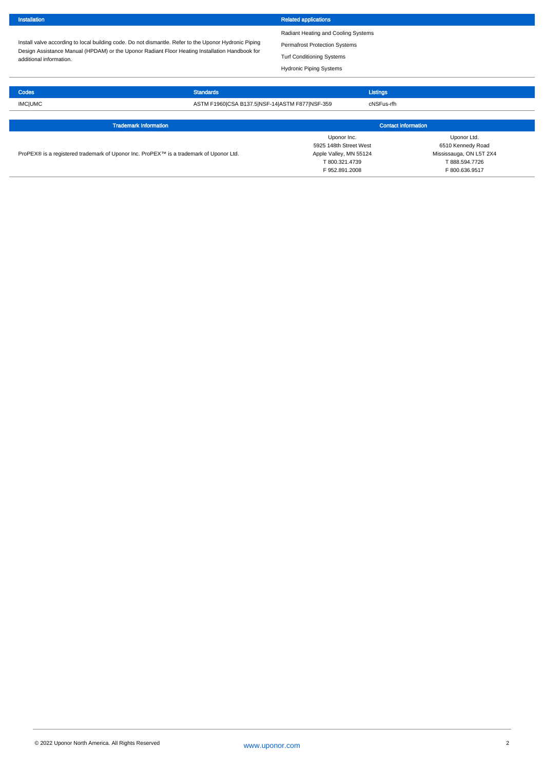## Installation

Install valve according to local building code. Do not dismantle. Refer to the Uponor Hydronic Piping Design Assistance Manual (HPDAM) or the Uponor Radiant Floor Heating Installation Handbook for additional information.

## Related applications

Radiant Heating and Cooling Systems

Permafrost Protection Systems

Turf Conditioning Systems

Hydronic Piping Systems

| Codes | Standards | Listings |
|---|---|---|
| IMC\|UMC | ASTM F1960\|CSA B137.5\|NSF-14\|ASTM F877\|NSF-359 | cNSFus-rfh |

## Trademark Information

ProPEX® is a registered trademark of Uponor Inc. ProPEX™ is a trademark of Uponor Ltd.

## Contact information

| Uponor Inc. | Uponor Ltd. |
|---|---|
| 5925 148th Street West | 6510 Kennedy Road |
| Apple Valley, MN 55124 | Mississauga, ON L5T 2X4 |
| T 800.321.4739 | T 888.594.7726 |
| F 952.891.2008 | F 800.636.9517 |

© 2022 Uponor North America. All Rights Reserved

www.uponor.com